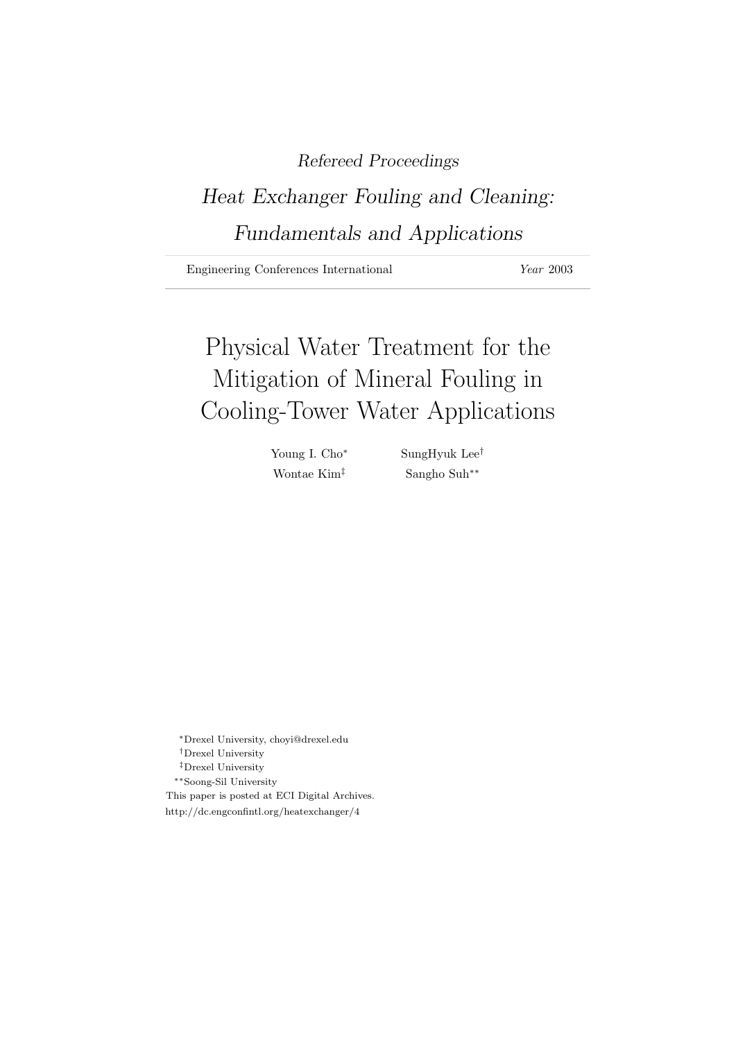*Refereed Proceedings*

*Heat Exchanger Fouling and Cleaning: Fundamentals and Applications*

Engineering Conferences International — *Year* 2003

# Physical Water Treatment for the Mitigation of Mineral Fouling in Cooling-Tower Water Applications

Young I. Cho[*] SungHyuk Lee[†]
Wontae Kim[‡] Sangho Suh[**]

[*]Drexel University, choyi@drexel.edu
[†]Drexel University
[‡]Drexel University
[**]Soong-Sil University

This paper is posted at ECI Digital Archives.
http://dc.engconfintl.org/heatexchanger/4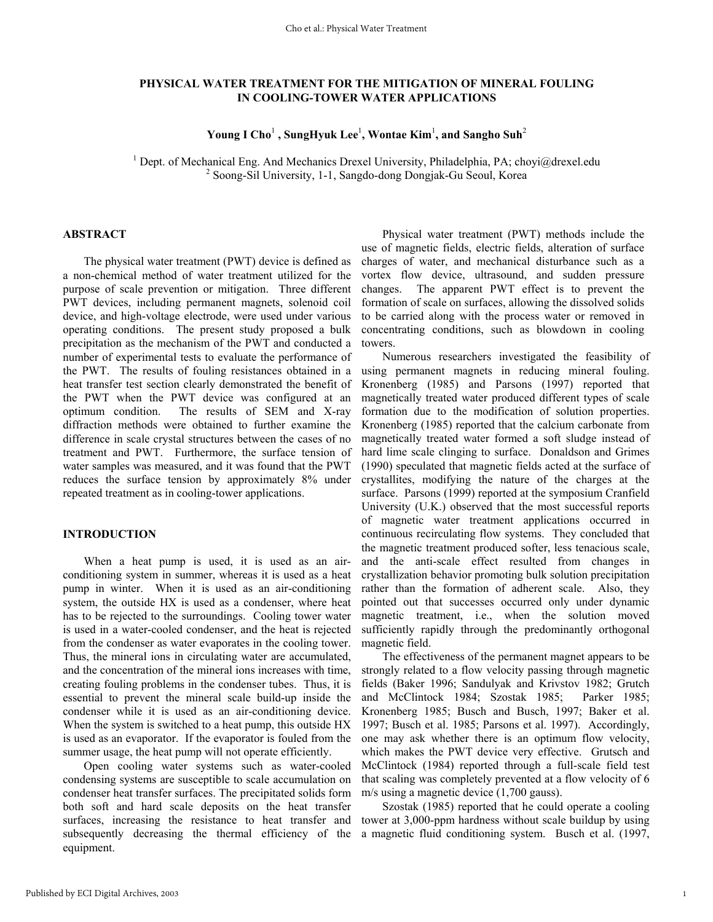# PHYSICAL WATER TREATMENT FOR THE MITIGATION OF MINERAL FOULING IN COOLING-TOWER WATER APPLICATIONS

**Young I Cho[1], SungHyuk Lee[1], Wontae Kim[1], and Sangho Suh[2]**

[1] Dept. of Mechanical Eng. And Mechanics Drexel University, Philadelphia, PA; choyi@drexel.edu
[2] Soong-Sil University, 1-1, Sangdo-dong Dongjak-Gu Seoul, Korea

## ABSTRACT

The physical water treatment (PWT) device is defined as a non-chemical method of water treatment utilized for the purpose of scale prevention or mitigation. Three different PWT devices, including permanent magnets, solenoid coil device, and high-voltage electrode, were used under various operating conditions. The present study proposed a bulk precipitation as the mechanism of the PWT and conducted a number of experimental tests to evaluate the performance of the PWT. The results of fouling resistances obtained in a heat transfer test section clearly demonstrated the benefit of the PWT when the PWT device was configured at an optimum condition. The results of SEM and X-ray diffraction methods were obtained to further examine the difference in scale crystal structures between the cases of no treatment and PWT. Furthermore, the surface tension of water samples was measured, and it was found that the PWT reduces the surface tension by approximately 8% under repeated treatment as in cooling-tower applications.

## INTRODUCTION

When a heat pump is used, it is used as an air-conditioning system in summer, whereas it is used as a heat pump in winter. When it is used as an air-conditioning system, the outside HX is used as a condenser, where heat has to be rejected to the surroundings. Cooling tower water is used in a water-cooled condenser, and the heat is rejected from the condenser as water evaporates in the cooling tower. Thus, the mineral ions in circulating water are accumulated, and the concentration of the mineral ions increases with time, creating fouling problems in the condenser tubes. Thus, it is essential to prevent the mineral scale build-up inside the condenser while it is used as an air-conditioning device. When the system is switched to a heat pump, this outside HX is used as an evaporator. If the evaporator is fouled from the summer usage, the heat pump will not operate efficiently.

Open cooling water systems such as water-cooled condensing systems are susceptible to scale accumulation on condenser heat transfer surfaces. The precipitated solids form both soft and hard scale deposits on the heat transfer surfaces, increasing the resistance to heat transfer and subsequently decreasing the thermal efficiency of the equipment.

Physical water treatment (PWT) methods include the use of magnetic fields, electric fields, alteration of surface charges of water, and mechanical disturbance such as a vortex flow device, ultrasound, and sudden pressure changes. The apparent PWT effect is to prevent the formation of scale on surfaces, allowing the dissolved solids to be carried along with the process water or removed in concentrating conditions, such as blowdown in cooling towers.

Numerous researchers investigated the feasibility of using permanent magnets in reducing mineral fouling. Kronenberg (1985) and Parsons (1997) reported that magnetically treated water produced different types of scale formation due to the modification of solution properties. Kronenberg (1985) reported that the calcium carbonate from magnetically treated water formed a soft sludge instead of hard lime scale clinging to surface. Donaldson and Grimes (1990) speculated that magnetic fields acted at the surface of crystallites, modifying the nature of the charges at the surface. Parsons (1999) reported at the symposium Cranfield University (U.K.) observed that the most successful reports of magnetic water treatment applications occurred in continuous recirculating flow systems. They concluded that the magnetic treatment produced softer, less tenacious scale, and the anti-scale effect resulted from changes in crystallization behavior promoting bulk solution precipitation rather than the formation of adherent scale. Also, they pointed out that successes occurred only under dynamic magnetic treatment, i.e., when the solution moved sufficiently rapidly through the predominantly orthogonal magnetic field.

The effectiveness of the permanent magnet appears to be strongly related to a flow velocity passing through magnetic fields (Baker 1996; Sandulyak and Krivstov 1982; Grutch and McClintock 1984; Szostak 1985; Parker 1985; Kronenberg 1985; Busch and Busch, 1997; Baker et al. 1997; Busch et al. 1985; Parsons et al. 1997). Accordingly, one may ask whether there is an optimum flow velocity, which makes the PWT device very effective. Grutsch and McClintock (1984) reported through a full-scale field test that scaling was completely prevented at a flow velocity of 6 m/s using a magnetic device (1,700 gauss).

Szostak (1985) reported that he could operate a cooling tower at 3,000-ppm hardness without scale buildup by using a magnetic fluid conditioning system. Busch et al. (1997,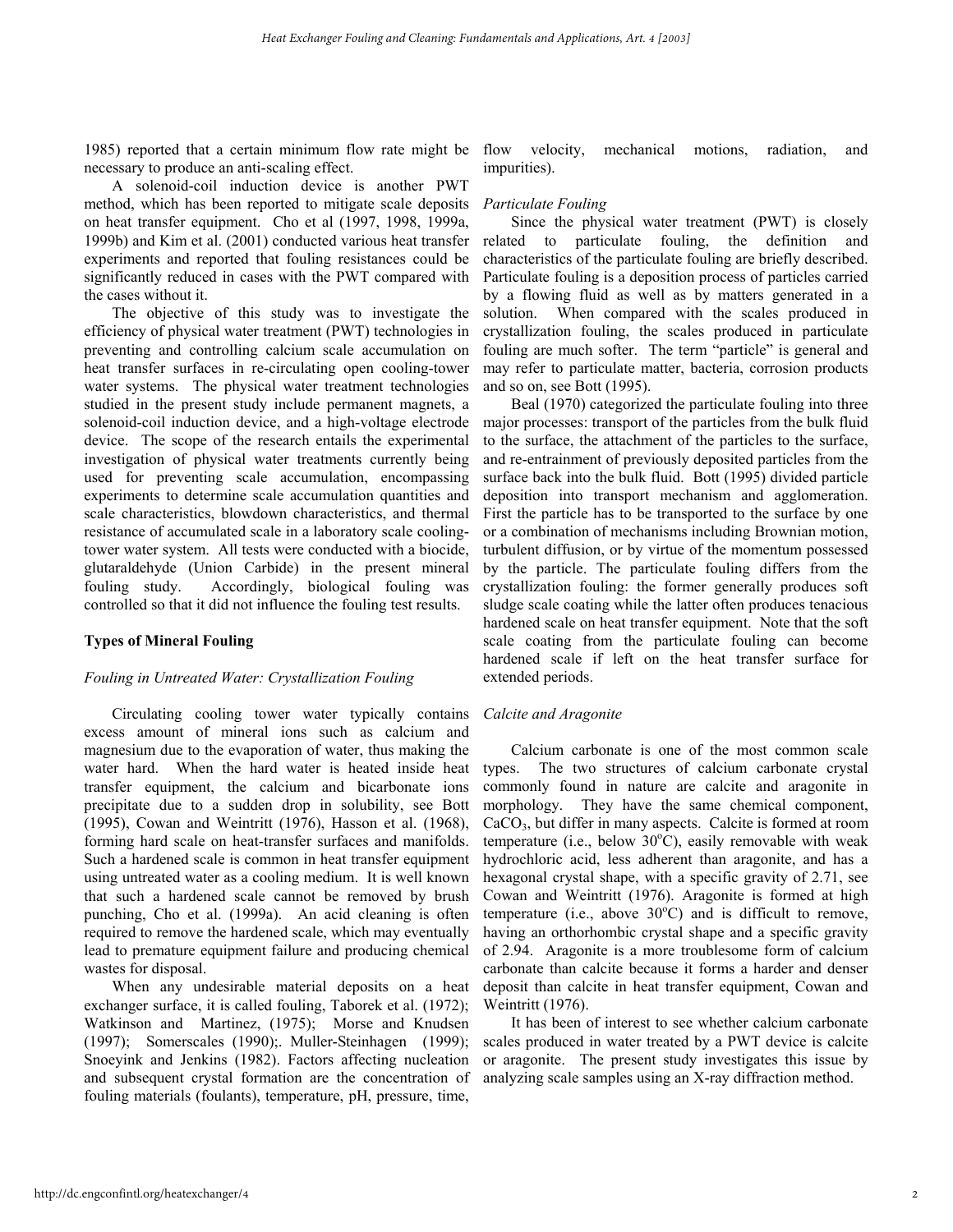1985) reported that a certain minimum flow rate might be necessary to produce an anti-scaling effect.

A solenoid-coil induction device is another PWT method, which has been reported to mitigate scale deposits on heat transfer equipment. Cho et al (1997, 1998, 1999a, 1999b) and Kim et al. (2001) conducted various heat transfer experiments and reported that fouling resistances could be significantly reduced in cases with the PWT compared with the cases without it.

The objective of this study was to investigate the efficiency of physical water treatment (PWT) technologies in preventing and controlling calcium scale accumulation on heat transfer surfaces in re-circulating open cooling-tower water systems. The physical water treatment technologies studied in the present study include permanent magnets, a solenoid-coil induction device, and a high-voltage electrode device. The scope of the research entails the experimental investigation of physical water treatments currently being used for preventing scale accumulation, encompassing experiments to determine scale accumulation quantities and scale characteristics, blowdown characteristics, and thermal resistance of accumulated scale in a laboratory scale cooling-tower water system. All tests were conducted with a biocide, glutaraldehyde (Union Carbide) in the present mineral fouling study. Accordingly, biological fouling was controlled so that it did not influence the fouling test results.

## Types of Mineral Fouling

### *Fouling in Untreated Water: Crystallization Fouling*

Circulating cooling tower water typically contains excess amount of mineral ions such as calcium and magnesium due to the evaporation of water, thus making the water hard. When the hard water is heated inside heat transfer equipment, the calcium and bicarbonate ions precipitate due to a sudden drop in solubility, see Bott (1995), Cowan and Weintritt (1976), Hasson et al. (1968), forming hard scale on heat-transfer surfaces and manifolds. Such a hardened scale is common in heat transfer equipment using untreated water as a cooling medium. It is well known that such a hardened scale cannot be removed by brush punching, Cho et al. (1999a). An acid cleaning is often required to remove the hardened scale, which may eventually lead to premature equipment failure and producing chemical wastes for disposal.

When any undesirable material deposits on a heat exchanger surface, it is called fouling, Taborek et al. (1972); Watkinson and Martinez, (1975); Morse and Knudsen (1997); Somerscales (1990);. Muller-Steinhagen (1999); Snoeyink and Jenkins (1982). Factors affecting nucleation and subsequent crystal formation are the concentration of fouling materials (foulants), temperature, pH, pressure, time, flow velocity, mechanical motions, radiation, and impurities).

### *Particulate Fouling*

Since the physical water treatment (PWT) is closely related to particulate fouling, the definition and characteristics of the particulate fouling are briefly described. Particulate fouling is a deposition process of particles carried by a flowing fluid as well as by matters generated in a solution. When compared with the scales produced in crystallization fouling, the scales produced in particulate fouling are much softer. The term "particle" is general and may refer to particulate matter, bacteria, corrosion products and so on, see Bott (1995).

Beal (1970) categorized the particulate fouling into three major processes: transport of the particles from the bulk fluid to the surface, the attachment of the particles to the surface, and re-entrainment of previously deposited particles from the surface back into the bulk fluid. Bott (1995) divided particle deposition into transport mechanism and agglomeration. First the particle has to be transported to the surface by one or a combination of mechanisms including Brownian motion, turbulent diffusion, or by virtue of the momentum possessed by the particle. The particulate fouling differs from the crystallization fouling: the former generally produces soft sludge scale coating while the latter often produces tenacious hardened scale on heat transfer equipment. Note that the soft scale coating from the particulate fouling can become hardened scale if left on the heat transfer surface for extended periods.

### *Calcite and Aragonite*

Calcium carbonate is one of the most common scale types. The two structures of calcium carbonate crystal commonly found in nature are calcite and aragonite in morphology. They have the same chemical component, $CaCO_3$, but differ in many aspects. Calcite is formed at room temperature (i.e., below 30$^oC$), easily removable with weak hydrochloric acid, less adherent than aragonite, and has a hexagonal crystal shape, with a specific gravity of 2.71, see Cowan and Weintritt (1976). Aragonite is formed at high temperature (i.e., above 30$^oC$) and is difficult to remove, having an orthorhombic crystal shape and a specific gravity of 2.94. Aragonite is a more troublesome form of calcium carbonate than calcite because it forms a harder and denser deposit than calcite in heat transfer equipment, Cowan and Weintritt (1976).

It has been of interest to see whether calcium carbonate scales produced in water treated by a PWT device is calcite or aragonite. The present study investigates this issue by analyzing scale samples using an X-ray diffraction method.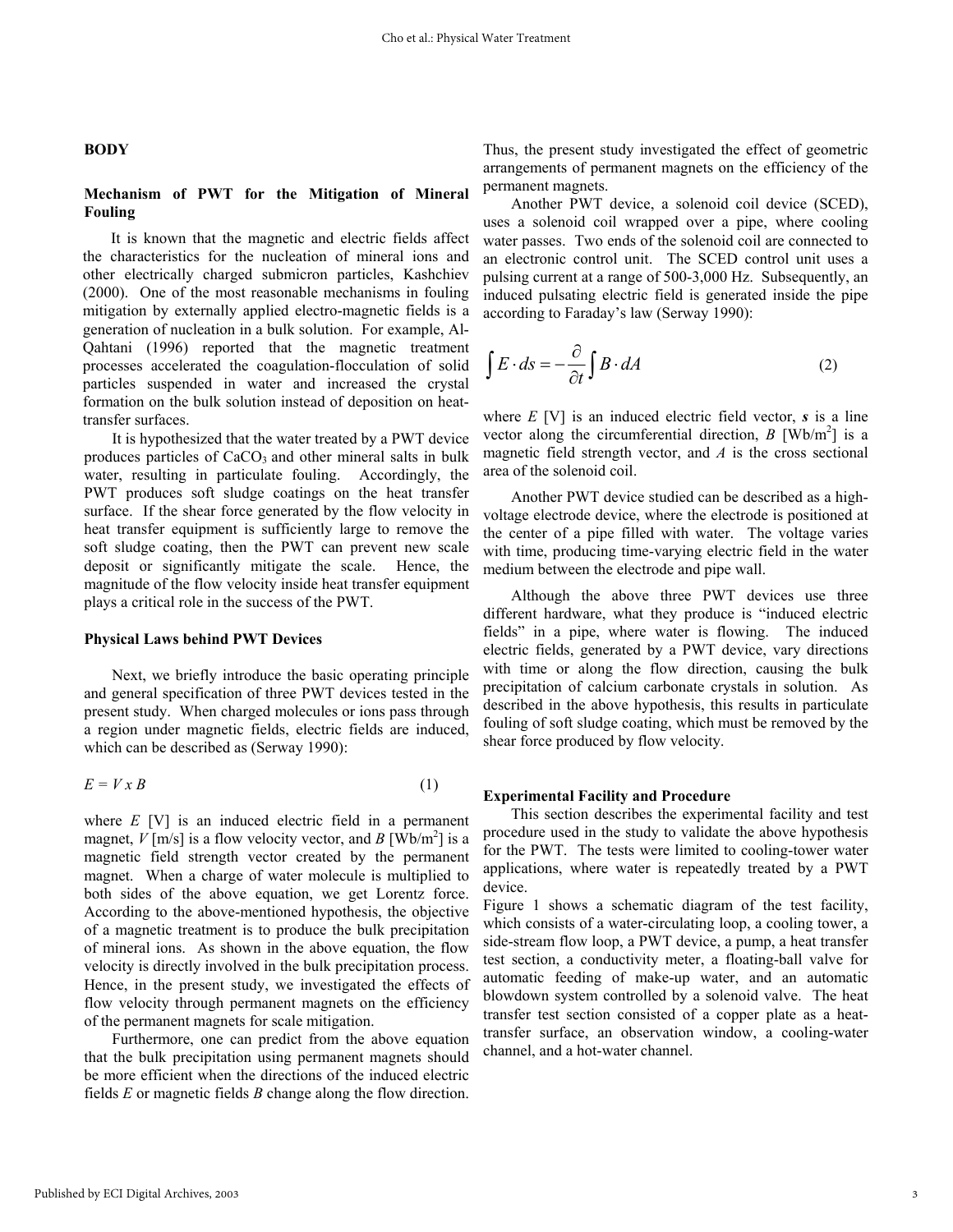## BODY

### Mechanism of PWT for the Mitigation of Mineral Fouling

It is known that the magnetic and electric fields affect the characteristics for the nucleation of mineral ions and other electrically charged submicron particles, Kashchiev (2000). One of the most reasonable mechanisms in fouling mitigation by externally applied electro-magnetic fields is a generation of nucleation in a bulk solution. For example, Al-Qahtani (1996) reported that the magnetic treatment processes accelerated the coagulation-flocculation of solid particles suspended in water and increased the crystal formation on the bulk solution instead of deposition on heat-transfer surfaces.

It is hypothesized that the water treated by a PWT device produces particles of $CaCO_3$ and other mineral salts in bulk water, resulting in particulate fouling. Accordingly, the PWT produces soft sludge coatings on the heat transfer surface. If the shear force generated by the flow velocity in heat transfer equipment is sufficiently large to remove the soft sludge coating, then the PWT can prevent new scale deposit or significantly mitigate the scale. Hence, the magnitude of the flow velocity inside heat transfer equipment plays a critical role in the success of the PWT.

### Physical Laws behind PWT Devices

Next, we briefly introduce the basic operating principle and general specification of three PWT devices tested in the present study. When charged molecules or ions pass through a region under magnetic fields, electric fields are induced, which can be described as (Serway 1990):

$$E = V \times B \qquad (1)$$

where $E$ [V] is an induced electric field in a permanent magnet, $V$ [m/s] is a flow velocity vector, and $B$ [Wb/m$^2$] is a magnetic field strength vector created by the permanent magnet. When a charge of water molecule is multiplied to both sides of the above equation, we get Lorentz force. According to the above-mentioned hypothesis, the objective of a magnetic treatment is to produce the bulk precipitation of mineral ions. As shown in the above equation, the flow velocity is directly involved in the bulk precipitation process. Hence, in the present study, we investigated the effects of flow velocity through permanent magnets on the efficiency of the permanent magnets for scale mitigation.

Furthermore, one can predict from the above equation that the bulk precipitation using permanent magnets should be more efficient when the directions of the induced electric fields $E$ or magnetic fields $B$ change along the flow direction. Thus, the present study investigated the effect of geometric arrangements of permanent magnets on the efficiency of the permanent magnets.

Another PWT device, a solenoid coil device (SCED), uses a solenoid coil wrapped over a pipe, where cooling water passes. Two ends of the solenoid coil are connected to an electronic control unit. The SCED control unit uses a pulsing current at a range of 500-3,000 Hz. Subsequently, an induced pulsating electric field is generated inside the pipe according to Faraday's law (Serway 1990):

$$\int E \cdot ds = -\frac{\partial}{\partial t}\int B \cdot dA \qquad (2)$$

where $E$ [V] is an induced electric field vector, $\boldsymbol{s}$ is a line vector along the circumferential direction, $B$ [Wb/m$^2$] is a magnetic field strength vector, and $A$ is the cross sectional area of the solenoid coil.

Another PWT device studied can be described as a high-voltage electrode device, where the electrode is positioned at the center of a pipe filled with water. The voltage varies with time, producing time-varying electric field in the water medium between the electrode and pipe wall.

Although the above three PWT devices use three different hardware, what they produce is "induced electric fields" in a pipe, where water is flowing. The induced electric fields, generated by a PWT device, vary directions with time or along the flow direction, causing the bulk precipitation of calcium carbonate crystals in solution. As described in the above hypothesis, this results in particulate fouling of soft sludge coating, which must be removed by the shear force produced by flow velocity.

### Experimental Facility and Procedure

This section describes the experimental facility and test procedure used in the study to validate the above hypothesis for the PWT. The tests were limited to cooling-tower water applications, where water is repeatedly treated by a PWT device.

Figure 1 shows a schematic diagram of the test facility, which consists of a water-circulating loop, a cooling tower, a side-stream flow loop, a PWT device, a pump, a heat transfer test section, a conductivity meter, a floating-ball valve for automatic feeding of make-up water, and an automatic blowdown system controlled by a solenoid valve. The heat transfer test section consisted of a copper plate as a heat-transfer surface, an observation window, a cooling-water channel, and a hot-water channel.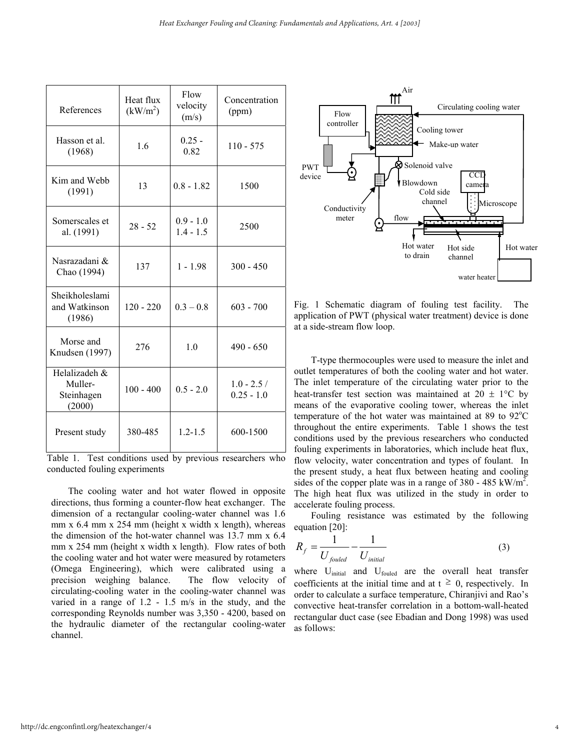| References | Heat flux ($kW/m^2$) | Flow velocity (m/s) | Concentration (ppm) |
| --- | --- | --- | --- |
| Hasson et al. (1968) | 1.6 | 0.25 - 0.82 | 110 - 575 |
| Kim and Webb (1991) | 13 | 0.8 - 1.82 | 1500 |
| Somerscales et al. (1991) | 28 - 52 | 0.9 - 1.0 1.4 - 1.5 | 2500 |
| Nasrazadani & Chao (1994) | 137 | 1 - 1.98 | 300 - 450 |
| Sheikholeslami and Watkinson (1986) | 120 - 220 | 0.3 – 0.8 | 603 - 700 |
| Morse and Knudsen (1997) | 276 | 1.0 | 490 - 650 |
| Helalizadeh & Muller-Steinhagen (2000) | 100 - 400 | 0.5 - 2.0 | 1.0 - 2.5 / 0.25 - 1.0 |
| Present study | 380-485 | 1.2-1.5 | 600-1500 |

Table 1. Test conditions used by previous researchers who conducted fouling experiments

The cooling water and hot water flowed in opposite directions, thus forming a counter-flow heat exchanger. The dimension of a rectangular cooling-water channel was 1.6 mm x 6.4 mm x 254 mm (height x width x length), whereas the dimension of the hot-water channel was 13.7 mm x 6.4 mm x 254 mm (height x width x length). Flow rates of both the cooling water and hot water were measured by rotameters (Omega Engineering), which were calibrated using a precision weighing balance. The flow velocity of circulating-cooling water in the cooling-water channel was varied in a range of 1.2 - 1.5 m/s in the study, and the corresponding Reynolds number was 3,350 - 4200, based on the hydraulic diameter of the rectangular cooling-water channel.

Fig. 1 Schematic diagram of fouling test facility. The application of PWT (physical water treatment) device is done at a side-stream flow loop.

T-type thermocouples were used to measure the inlet and outlet temperatures of both the cooling water and hot water. The inlet temperature of the circulating water prior to the heat-transfer test section was maintained at 20 ± 1°C by means of the evaporative cooling tower, whereas the inlet temperature of the hot water was maintained at 89 to 92°C throughout the entire experiments. Table 1 shows the test conditions used by the previous researchers who conducted fouling experiments in laboratories, which include heat flux, flow velocity, water concentration and types of foulant. In the present study, a heat flux between heating and cooling sides of the copper plate was in a range of 380 - 485 $kW/m^2$. The high heat flux was utilized in the study in order to accelerate fouling process.

Fouling resistance was estimated by the following equation [20]:

$$R_f = \frac{1}{U_{fouled}} - \frac{1}{U_{initial}} \tag{3}$$

where $U_{initial}$ and $U_{fouled}$ are the overall heat transfer coefficients at the initial time and at $t \geq 0$, respectively. In order to calculate a surface temperature, Chiranjivi and Rao's convective heat-transfer correlation in a bottom-wall-heated rectangular duct case (see Ebadian and Dong 1998) was used as follows: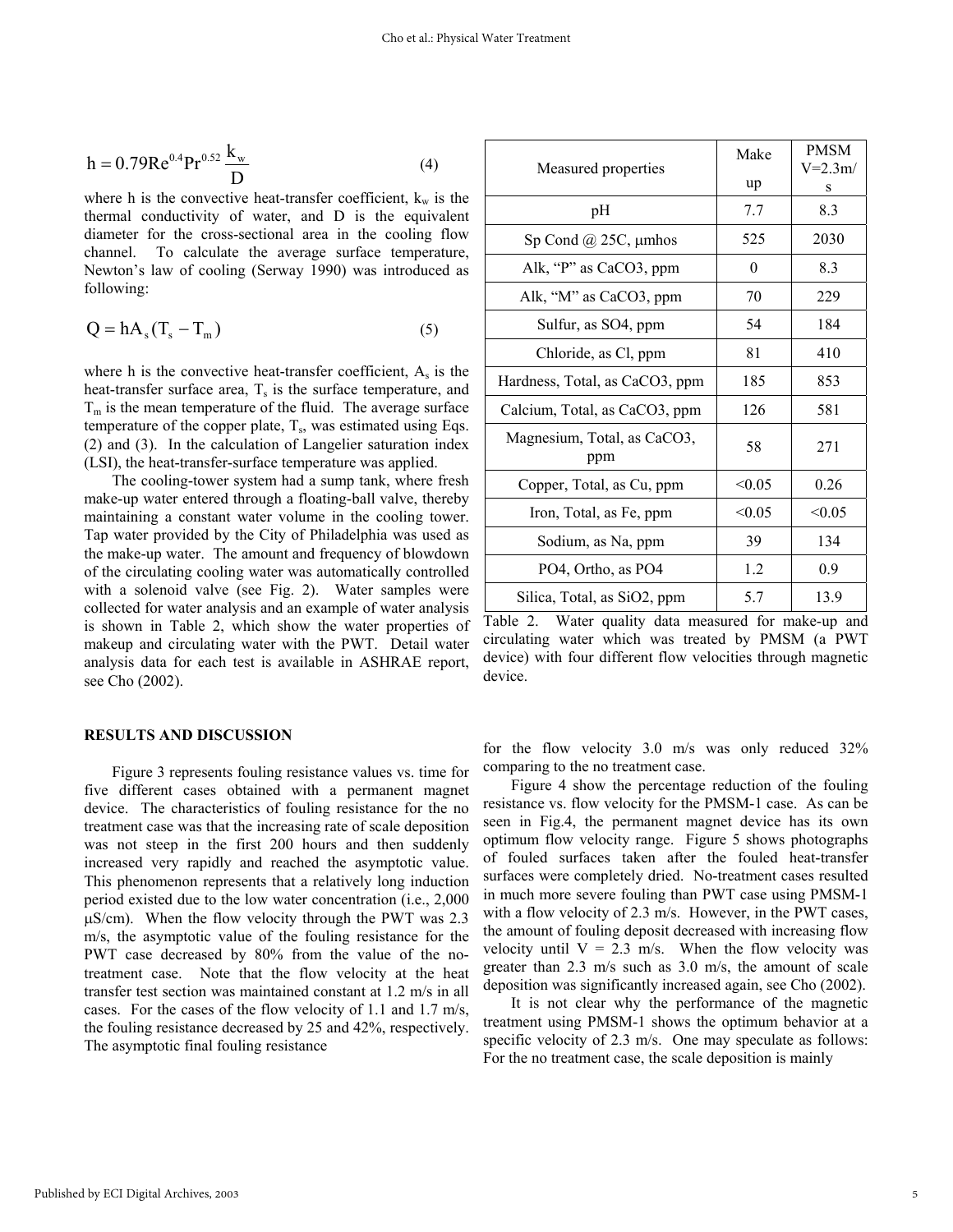$$h = 0.79 Re^{0.4} Pr^{0.52} \frac{k_w}{D} \tag{4}$$

where h is the convective heat-transfer coefficient, $k_w$ is the thermal conductivity of water, and D is the equivalent diameter for the cross-sectional area in the cooling flow channel. To calculate the average surface temperature, Newton's law of cooling (Serway 1990) was introduced as following:

$$Q = hA_s (T_s - T_m) \tag{5}$$

where h is the convective heat-transfer coefficient, $A_s$ is the heat-transfer surface area, $T_s$ is the surface temperature, and $T_m$ is the mean temperature of the fluid. The average surface temperature of the copper plate, $T_s$, was estimated using Eqs. (2) and (3). In the calculation of Langelier saturation index (LSI), the heat-transfer-surface temperature was applied.

The cooling-tower system had a sump tank, where fresh make-up water entered through a floating-ball valve, thereby maintaining a constant water volume in the cooling tower. Tap water provided by the City of Philadelphia was used as the make-up water. The amount and frequency of blowdown of the circulating cooling water was automatically controlled with a solenoid valve (see Fig. 2). Water samples were collected for water analysis and an example of water analysis is shown in Table 2, which show the water properties of makeup and circulating water with the PWT. Detail water analysis data for each test is available in ASHRAE report, see Cho (2002).

| Measured properties | Make up | PMSM V=2.3m/s |
|---|---|---|
| pH | 7.7 | 8.3 |
| Sp Cond @ 25C, μmhos | 525 | 2030 |
| Alk, "P" as CaCO3, ppm | 0 | 8.3 |
| Alk, "M" as CaCO3, ppm | 70 | 229 |
| Sulfur, as SO4, ppm | 54 | 184 |
| Chloride, as Cl, ppm | 81 | 410 |
| Hardness, Total, as CaCO3, ppm | 185 | 853 |
| Calcium, Total, as CaCO3, ppm | 126 | 581 |
| Magnesium, Total, as CaCO3, ppm | 58 | 271 |
| Copper, Total, as Cu, ppm | <0.05 | 0.26 |
| Iron, Total, as Fe, ppm | <0.05 | <0.05 |
| Sodium, as Na, ppm | 39 | 134 |
| PO4, Ortho, as PO4 | 1.2 | 0.9 |
| Silica, Total, as SiO2, ppm | 5.7 | 13.9 |

Table 2. Water quality data measured for make-up and circulating water which was treated by PMSM (a PWT device) with four different flow velocities through magnetic device.

## RESULTS AND DISCUSSION

Figure 3 represents fouling resistance values vs. time for five different cases obtained with a permanent magnet device. The characteristics of fouling resistance for the no treatment case was that the increasing rate of scale deposition was not steep in the first 200 hours and then suddenly increased very rapidly and reached the asymptotic value. This phenomenon represents that a relatively long induction period existed due to the low water concentration (i.e., 2,000 μS/cm). When the flow velocity through the PWT was 2.3 m/s, the asymptotic value of the fouling resistance for the PWT case decreased by 80% from the value of the no-treatment case. Note that the flow velocity at the heat transfer test section was maintained constant at 1.2 m/s in all cases. For the cases of the flow velocity of 1.1 and 1.7 m/s, the fouling resistance decreased by 25 and 42%, respectively. The asymptotic final fouling resistance for the flow velocity 3.0 m/s was only reduced 32% comparing to the no treatment case.

Figure 4 show the percentage reduction of the fouling resistance vs. flow velocity for the PMSM-1 case. As can be seen in Fig.4, the permanent magnet device has its own optimum flow velocity range. Figure 5 shows photographs of fouled surfaces taken after the fouled heat-transfer surfaces were completely dried. No-treatment cases resulted in much more severe fouling than PWT case using PMSM-1 with a flow velocity of 2.3 m/s. However, in the PWT cases, the amount of fouling deposit decreased with increasing flow velocity until V = 2.3 m/s. When the flow velocity was greater than 2.3 m/s such as 3.0 m/s, the amount of scale deposition was significantly increased again, see Cho (2002).

It is not clear why the performance of the magnetic treatment using PMSM-1 shows the optimum behavior at a specific velocity of 2.3 m/s. One may speculate as follows: For the no treatment case, the scale deposition is mainly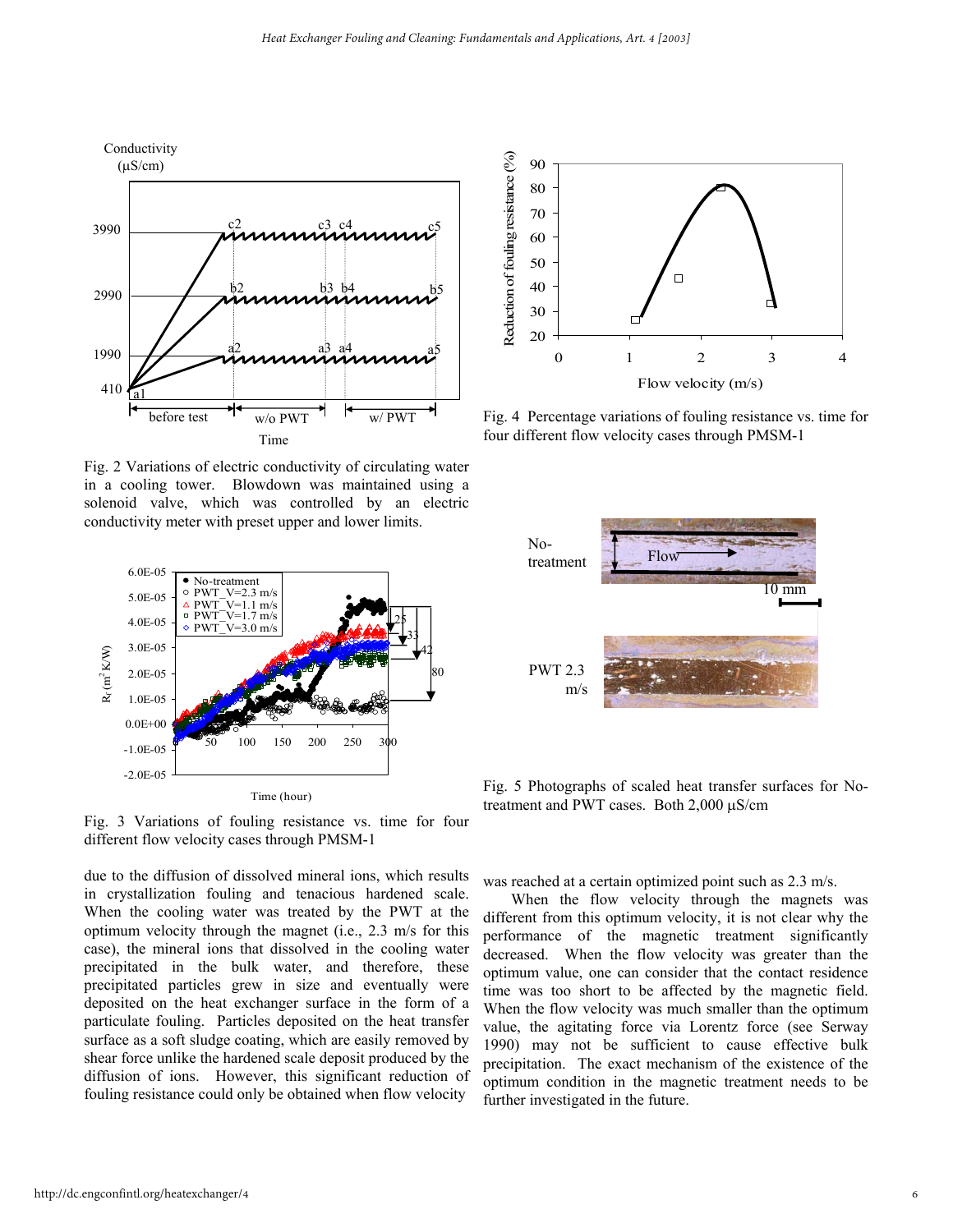Fig. 2 Variations of electric conductivity of circulating water in a cooling tower. Blowdown was maintained using a solenoid valve, which was controlled by an electric conductivity meter with preset upper and lower limits.

Fig. 3 Variations of fouling resistance vs. time for four different flow velocity cases through PMSM-1

Fig. 4 Percentage variations of fouling resistance vs. time for four different flow velocity cases through PMSM-1

Fig. 5 Photographs of scaled heat transfer surfaces for No-treatment and PWT cases. Both 2,000 μS/cm

due to the diffusion of dissolved mineral ions, which results in crystallization fouling and tenacious hardened scale. When the cooling water was treated by the PWT at the optimum velocity through the magnet (i.e., 2.3 m/s for this case), the mineral ions that dissolved in the cooling water precipitated in the bulk water, and therefore, these precipitated particles grew in size and eventually were deposited on the heat exchanger surface in the form of a particulate fouling. Particles deposited on the heat transfer surface as a soft sludge coating, which are easily removed by shear force unlike the hardened scale deposit produced by the diffusion of ions. However, this significant reduction of fouling resistance could only be obtained when flow velocity was reached at a certain optimized point such as 2.3 m/s.

When the flow velocity through the magnets was different from this optimum velocity, it is not clear why the performance of the magnetic treatment significantly decreased. When the flow velocity was greater than the optimum value, one can consider that the contact residence time was too short to be affected by the magnetic field. When the flow velocity was much smaller than the optimum value, the agitating force via Lorentz force (see Serway 1990) may not be sufficient to cause effective bulk precipitation. The exact mechanism of the existence of the optimum condition in the magnetic treatment needs to be further investigated in the future.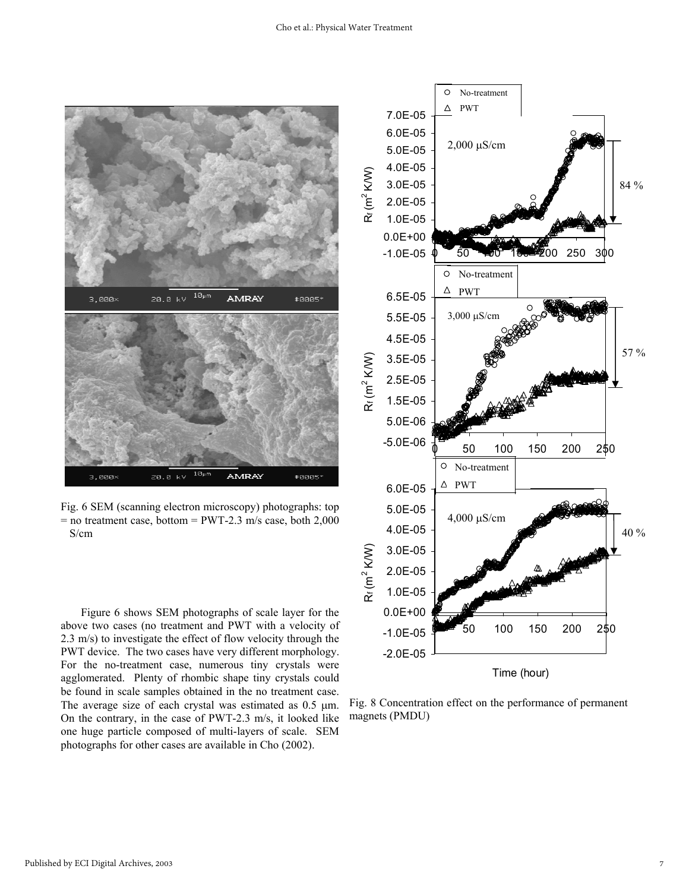Fig. 6 SEM (scanning electron microscopy) photographs: top = no treatment case, bottom = PWT-2.3 m/s case, both 2,000 S/cm

Figure 6 shows SEM photographs of scale layer for the above two cases (no treatment and PWT with a velocity of 2.3 m/s) to investigate the effect of flow velocity through the PWT device. The two cases have very different morphology. For the no-treatment case, numerous tiny crystals were agglomerated. Plenty of rhombic shape tiny crystals could be found in scale samples obtained in the no treatment case. The average size of each crystal was estimated as 0.5 μm. On the contrary, in the case of PWT-2.3 m/s, it looked like one huge particle composed of multi-layers of scale. SEM photographs for other cases are available in Cho (2002).

Fig. 8 Concentration effect on the performance of permanent magnets (PMDU)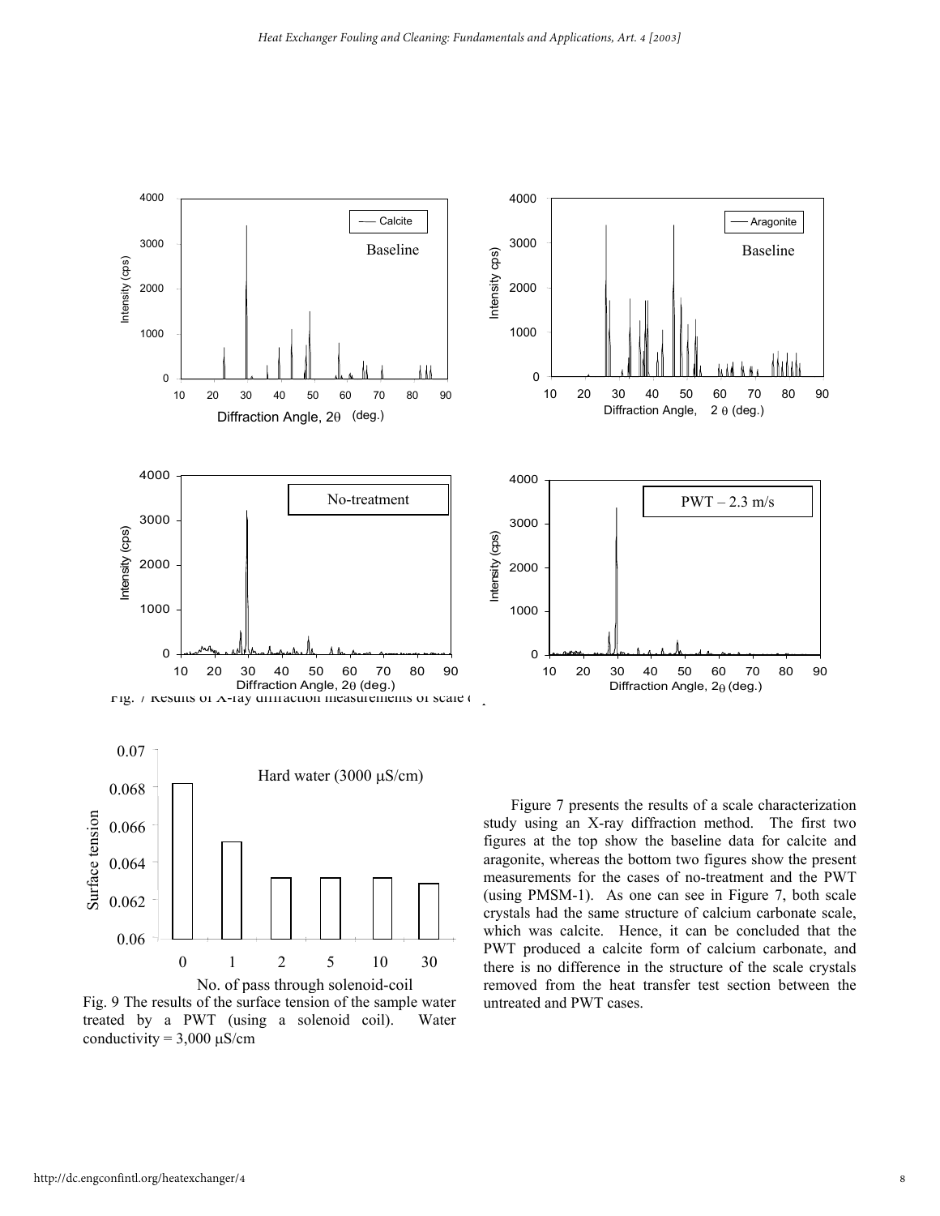Fig. 7 Results of X-ray diffraction measurements of scale c

Fig. 9 The results of the surface tension of the sample water treated by a PWT (using a solenoid coil). Water conductivity = 3,000 μS/cm

Figure 7 presents the results of a scale characterization study using an X-ray diffraction method. The first two figures at the top show the baseline data for calcite and aragonite, whereas the bottom two figures show the present measurements for the cases of no-treatment and the PWT (using PMSM-1). As one can see in Figure 7, both scale crystals had the same structure of calcium carbonate scale, which was calcite. Hence, it can be concluded that the PWT produced a calcite form of calcium carbonate, and there is no difference in the structure of the scale crystals removed from the heat transfer test section between the untreated and PWT cases.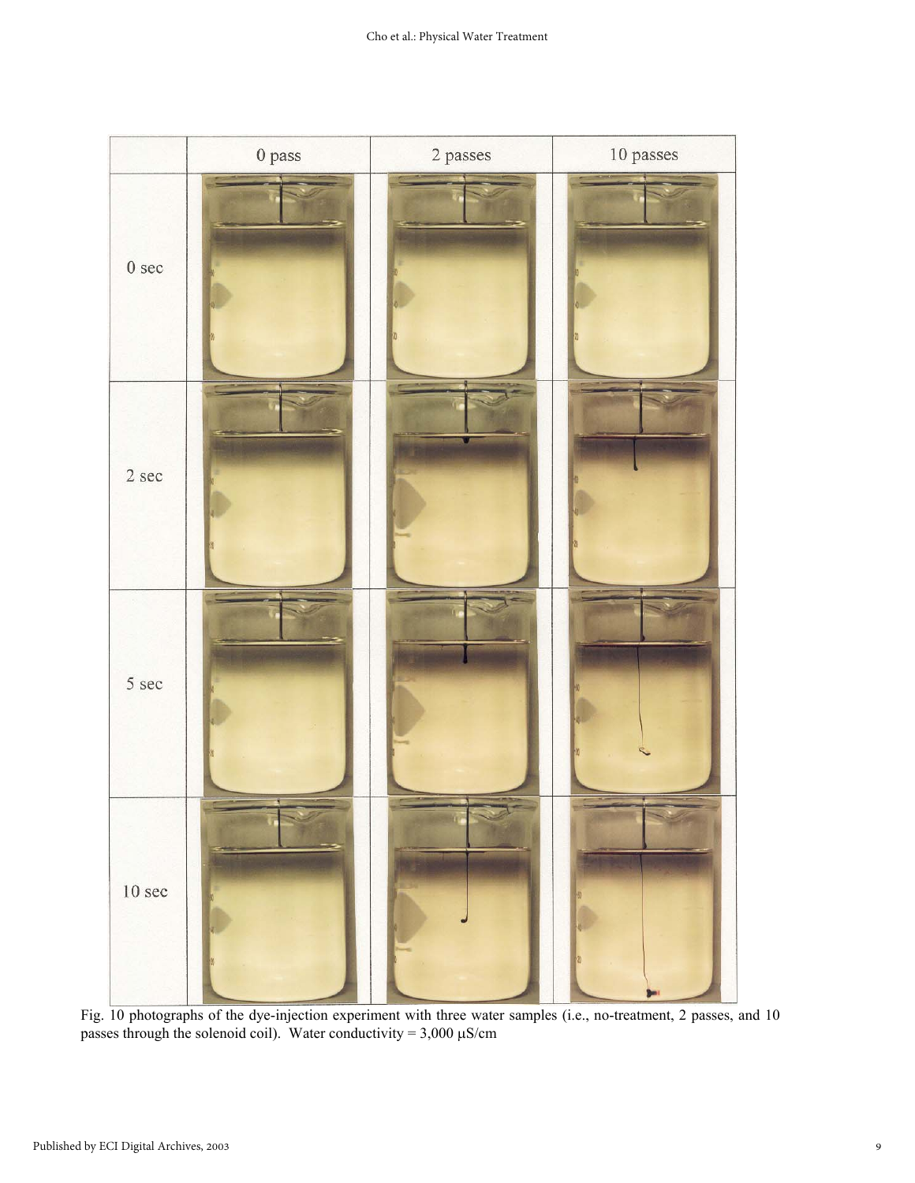| | 0 pass | 2 passes | 10 passes |
|---|---|---|---|
| 0 sec | | | |
| 2 sec | | | |
| 5 sec | | | |
| 10 sec | | | |

Fig. 10 photographs of the dye-injection experiment with three water samples (i.e., no-treatment, 2 passes, and 10 passes through the solenoid coil). Water conductivity = 3,000 μS/cm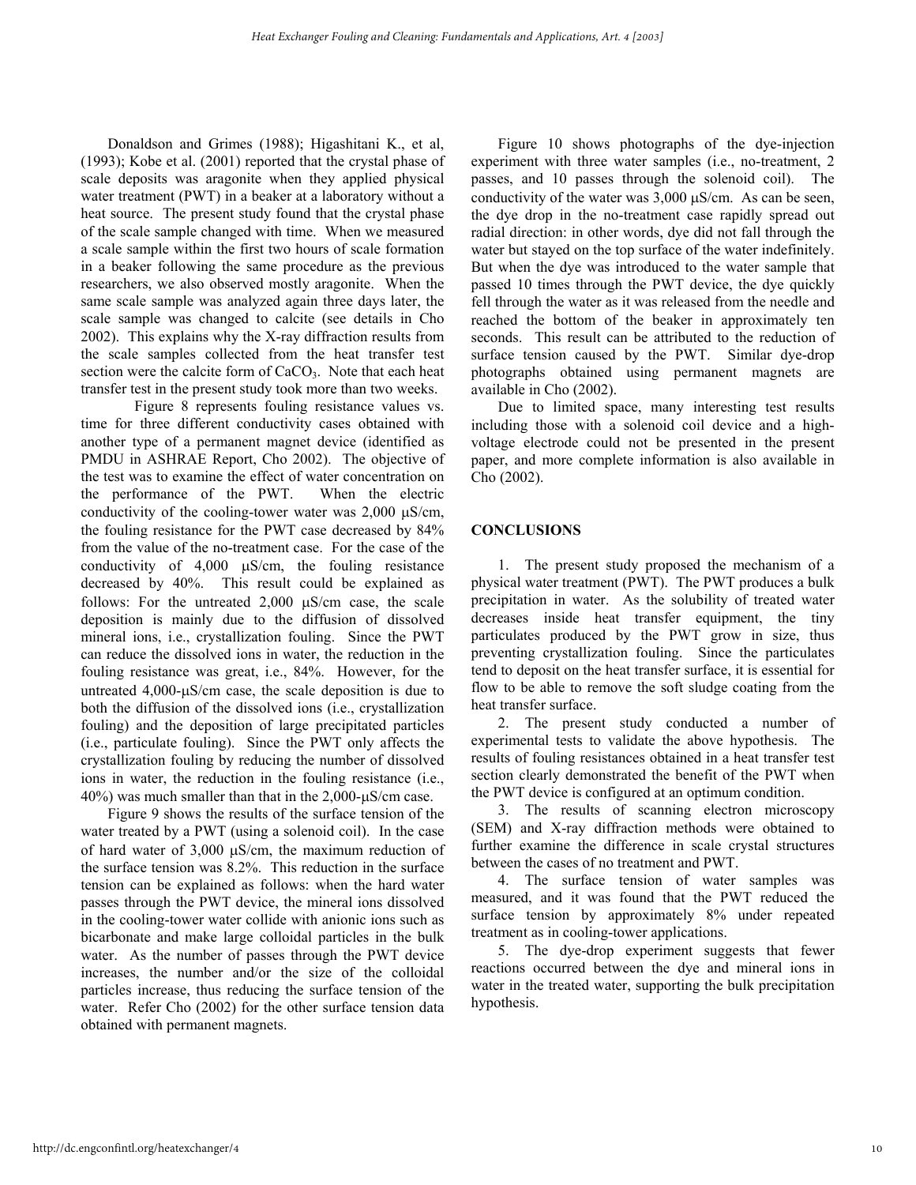Donaldson and Grimes (1988); Higashitani K., et al, (1993); Kobe et al. (2001) reported that the crystal phase of scale deposits was aragonite when they applied physical water treatment (PWT) in a beaker at a laboratory without a heat source. The present study found that the crystal phase of the scale sample changed with time. When we measured a scale sample within the first two hours of scale formation in a beaker following the same procedure as the previous researchers, we also observed mostly aragonite. When the same scale sample was analyzed again three days later, the scale sample was changed to calcite (see details in Cho 2002). This explains why the X-ray diffraction results from the scale samples collected from the heat transfer test section were the calcite form of $CaCO_3$. Note that each heat transfer test in the present study took more than two weeks.

Figure 8 represents fouling resistance values vs. time for three different conductivity cases obtained with another type of a permanent magnet device (identified as PMDU in ASHRAE Report, Cho 2002). The objective of the test was to examine the effect of water concentration on the performance of the PWT. When the electric conductivity of the cooling-tower water was 2,000 μS/cm, the fouling resistance for the PWT case decreased by 84% from the value of the no-treatment case. For the case of the conductivity of 4,000 μS/cm, the fouling resistance decreased by 40%. This result could be explained as follows: For the untreated 2,000 μS/cm case, the scale deposition is mainly due to the diffusion of dissolved mineral ions, i.e., crystallization fouling. Since the PWT can reduce the dissolved ions in water, the reduction in the fouling resistance was great, i.e., 84%. However, for the untreated 4,000-μS/cm case, the scale deposition is due to both the diffusion of the dissolved ions (i.e., crystallization fouling) and the deposition of large precipitated particles (i.e., particulate fouling). Since the PWT only affects the crystallization fouling by reducing the number of dissolved ions in water, the reduction in the fouling resistance (i.e., 40%) was much smaller than that in the 2,000-μS/cm case.

Figure 9 shows the results of the surface tension of the water treated by a PWT (using a solenoid coil). In the case of hard water of 3,000 μS/cm, the maximum reduction of the surface tension was 8.2%. This reduction in the surface tension can be explained as follows: when the hard water passes through the PWT device, the mineral ions dissolved in the cooling-tower water collide with anionic ions such as bicarbonate and make large colloidal particles in the bulk water. As the number of passes through the PWT device increases, the number and/or the size of the colloidal particles increase, thus reducing the surface tension of the water. Refer Cho (2002) for the other surface tension data obtained with permanent magnets.

Figure 10 shows photographs of the dye-injection experiment with three water samples (i.e., no-treatment, 2 passes, and 10 passes through the solenoid coil). The conductivity of the water was 3,000 μS/cm. As can be seen, the dye drop in the no-treatment case rapidly spread out radial direction: in other words, dye did not fall through the water but stayed on the top surface of the water indefinitely. But when the dye was introduced to the water sample that passed 10 times through the PWT device, the dye quickly fell through the water as it was released from the needle and reached the bottom of the beaker in approximately ten seconds. This result can be attributed to the reduction of surface tension caused by the PWT. Similar dye-drop photographs obtained using permanent magnets are available in Cho (2002).

Due to limited space, many interesting test results including those with a solenoid coil device and a high-voltage electrode could not be presented in the present paper, and more complete information is also available in Cho (2002).

## CONCLUSIONS

1. The present study proposed the mechanism of a physical water treatment (PWT). The PWT produces a bulk precipitation in water. As the solubility of treated water decreases inside heat transfer equipment, the tiny particulates produced by the PWT grow in size, thus preventing crystallization fouling. Since the particulates tend to deposit on the heat transfer surface, it is essential for flow to be able to remove the soft sludge coating from the heat transfer surface.

2. The present study conducted a number of experimental tests to validate the above hypothesis. The results of fouling resistances obtained in a heat transfer test section clearly demonstrated the benefit of the PWT when the PWT device is configured at an optimum condition.

3. The results of scanning electron microscopy (SEM) and X-ray diffraction methods were obtained to further examine the difference in scale crystal structures between the cases of no treatment and PWT.

4. The surface tension of water samples was measured, and it was found that the PWT reduced the surface tension by approximately 8% under repeated treatment as in cooling-tower applications.

5. The dye-drop experiment suggests that fewer reactions occurred between the dye and mineral ions in water in the treated water, supporting the bulk precipitation hypothesis.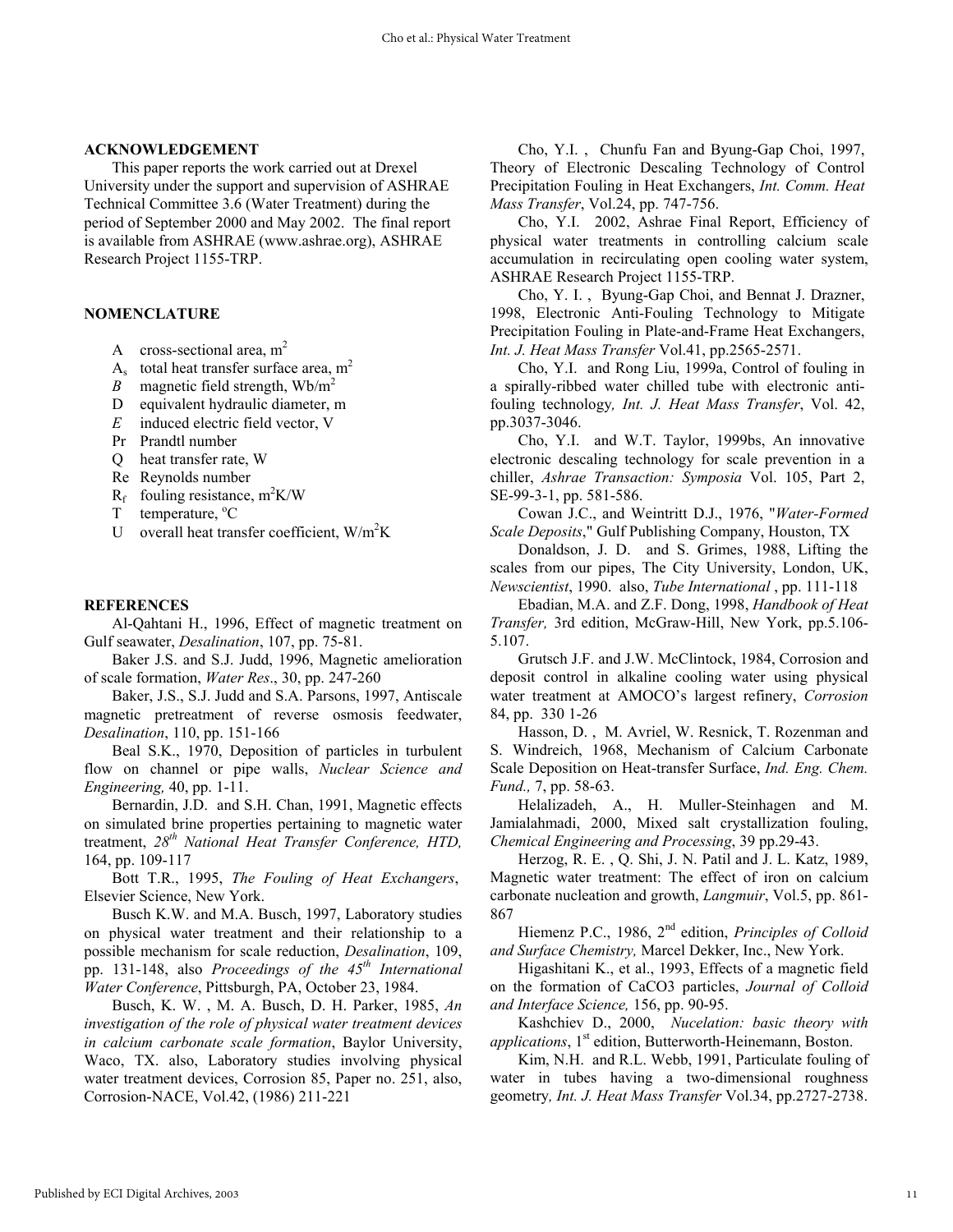## ACKNOWLEDGEMENT

This paper reports the work carried out at Drexel University under the support and supervision of ASHRAE Technical Committee 3.6 (Water Treatment) during the period of September 2000 and May 2002. The final report is available from ASHRAE (www.ashrae.org), ASHRAE Research Project 1155-TRP.

## NOMENCLATURE

- A cross-sectional area, $m^2$
- $A_s$ total heat transfer surface area, $m^2$
- $B$ magnetic field strength, $Wb/m^2$
- D equivalent hydraulic diameter, m
- $E$ induced electric field vector, V
- Pr Prandtl number
- Q heat transfer rate, W
- Re Reynolds number
- $R_f$ fouling resistance, $m^2K/W$
- T temperature, $^oC$
- U overall heat transfer coefficient, $W/m^2K$

## REFERENCES

Al-Qahtani H., 1996, Effect of magnetic treatment on Gulf seawater, *Desalination*, 107, pp. 75-81.

Baker J.S. and S.J. Judd, 1996, Magnetic amelioration of scale formation, *Water Res*., 30, pp. 247-260

Baker, J.S., S.J. Judd and S.A. Parsons, 1997, Antiscale magnetic pretreatment of reverse osmosis feedwater, *Desalination*, 110, pp. 151-166

Beal S.K., 1970, Deposition of particles in turbulent flow on channel or pipe walls, *Nuclear Science and Engineering,* 40, pp. 1-11.

Bernardin, J.D. and S.H. Chan, 1991, Magnetic effects on simulated brine properties pertaining to magnetic water treatment, *28th National Heat Transfer Conference, HTD,* 164, pp. 109-117

Bott T.R., 1995, *The Fouling of Heat Exchangers*, Elsevier Science, New York.

Busch K.W. and M.A. Busch, 1997, Laboratory studies on physical water treatment and their relationship to a possible mechanism for scale reduction, *Desalination*, 109, pp. 131-148, also *Proceedings of the 45th International Water Conference*, Pittsburgh, PA, October 23, 1984.

Busch, K. W. , M. A. Busch, D. H. Parker, 1985, *An investigation of the role of physical water treatment devices in calcium carbonate scale formation*, Baylor University, Waco, TX. also, Laboratory studies involving physical water treatment devices, Corrosion 85, Paper no. 251, also, Corrosion-NACE, Vol.42, (1986) 211-221

Cho, Y.I. , Chunfu Fan and Byung-Gap Choi, 1997, Theory of Electronic Descaling Technology of Control Precipitation Fouling in Heat Exchangers, *Int. Comm. Heat Mass Transfer*, Vol.24, pp. 747-756.

Cho, Y.I. 2002, Ashrae Final Report, Efficiency of physical water treatments in controlling calcium scale accumulation in recirculating open cooling water system, ASHRAE Research Project 1155-TRP.

Cho, Y. I. , Byung-Gap Choi, and Bennat J. Drazner, 1998, Electronic Anti-Fouling Technology to Mitigate Precipitation Fouling in Plate-and-Frame Heat Exchangers, *Int. J. Heat Mass Transfer* Vol.41, pp.2565-2571.

Cho, Y.I. and Rong Liu, 1999a, Control of fouling in a spirally-ribbed water chilled tube with electronic anti-fouling technology*, Int. J. Heat Mass Transfer*, Vol. 42, pp.3037-3046.

Cho, Y.I. and W.T. Taylor, 1999bs, An innovative electronic descaling technology for scale prevention in a chiller, *Ashrae Transaction: Symposia* Vol. 105, Part 2, SE-99-3-1, pp. 581-586.

Cowan J.C., and Weintritt D.J., 1976, "*Water-Formed Scale Deposits*," Gulf Publishing Company, Houston, TX

Donaldson, J. D. and S. Grimes, 1988, Lifting the scales from our pipes, The City University, London, UK, *Newscientist*, 1990. also, *Tube International* , pp. 111-118

Ebadian, M.A. and Z.F. Dong, 1998, *Handbook of Heat Transfer,* 3rd edition, McGraw-Hill, New York, pp.5.106-5.107.

Grutsch J.F. and J.W. McClintock, 1984, Corrosion and deposit control in alkaline cooling water using physical water treatment at AMOCO's largest refinery, *Corrosion* 84, pp. 330 1-26

Hasson, D. , M. Avriel, W. Resnick, T. Rozenman and S. Windreich, 1968, Mechanism of Calcium Carbonate Scale Deposition on Heat-transfer Surface, *Ind. Eng. Chem. Fund.,* 7, pp. 58-63.

Helalizadeh, A., H. Muller-Steinhagen and M. Jamialahmadi, 2000, Mixed salt crystallization fouling, *Chemical Engineering and Processing*, 39 pp.29-43.

Herzog, R. E. , Q. Shi, J. N. Patil and J. L. Katz, 1989, Magnetic water treatment: The effect of iron on calcium carbonate nucleation and growth, *Langmuir*, Vol.5, pp. 861-867

Hiemenz P.C., 1986, 2nd edition, *Principles of Colloid and Surface Chemistry,* Marcel Dekker, Inc., New York.

Higashitani K., et al., 1993, Effects of a magnetic field on the formation of CaCO3 particles, *Journal of Colloid and Interface Science,* 156, pp. 90-95.

Kashchiev D., 2000, *Nucelation: basic theory with applications*, 1st edition, Butterworth-Heinemann, Boston.

Kim, N.H. and R.L. Webb, 1991, Particulate fouling of water in tubes having a two-dimensional roughness geometry*, Int. J. Heat Mass Transfer* Vol.34, pp.2727-2738.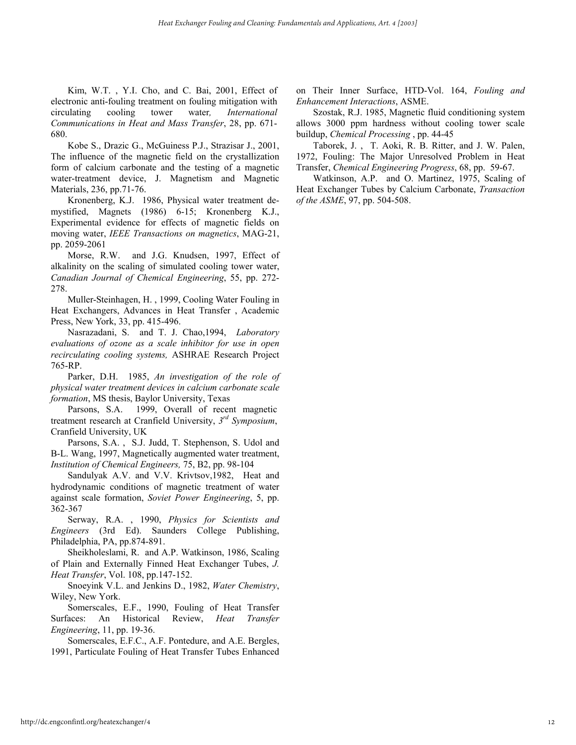Kim, W.T. , Y.I. Cho, and C. Bai, 2001, Effect of electronic anti-fouling treatment on fouling mitigation with circulating cooling tower water, *International Communications in Heat and Mass Transfer*, 28, pp. 671-680.

Kobe S., Drazic G., McGuiness P.J., Strazisar J., 2001, The influence of the magnetic field on the crystallization form of calcium carbonate and the testing of a magnetic water-treatment device, J. Magnetism and Magnetic Materials, 236, pp.71-76.

Kronenberg, K.J. 1986, Physical water treatment de-mystified, Magnets (1986) 6-15; Kronenberg K.J., Experimental evidence for effects of magnetic fields on moving water, *IEEE Transactions on magnetics*, MAG-21, pp. 2059-2061

Morse, R.W. and J.G. Knudsen, 1997, Effect of alkalinity on the scaling of simulated cooling tower water, *Canadian Journal of Chemical Engineering*, 55, pp. 272-278.

Muller-Steinhagen, H. , 1999, Cooling Water Fouling in Heat Exchangers, Advances in Heat Transfer , Academic Press, New York, 33, pp. 415-496.

Nasrazadani, S. and T. J. Chao,1994, *Laboratory evaluations of ozone as a scale inhibitor for use in open recirculating cooling systems,* ASHRAE Research Project 765-RP.

Parker, D.H. 1985, *An investigation of the role of physical water treatment devices in calcium carbonate scale formation*, MS thesis, Baylor University, Texas

Parsons, S.A. 1999, Overall of recent magnetic treatment research at Cranfield University, *3rd Symposium*, Cranfield University, UK

Parsons, S.A. , S.J. Judd, T. Stephenson, S. Udol and B-L. Wang, 1997, Magnetically augmented water treatment, *Institution of Chemical Engineers,* 75, B2, pp. 98-104

Sandulyak A.V. and V.V. Krivtsov,1982, Heat and hydrodynamic conditions of magnetic treatment of water against scale formation, *Soviet Power Engineering*, 5, pp. 362-367

Serway, R.A. , 1990, *Physics for Scientists and Engineers* (3rd Ed). Saunders College Publishing, Philadelphia, PA, pp.874-891.

Sheikholeslami, R. and A.P. Watkinson, 1986, Scaling of Plain and Externally Finned Heat Exchanger Tubes, *J. Heat Transfer*, Vol. 108, pp.147-152.

Snoeyink V.L. and Jenkins D., 1982, *Water Chemistry*, Wiley, New York.

Somerscales, E.F., 1990, Fouling of Heat Transfer Surfaces: An Historical Review, *Heat Transfer Engineering*, 11, pp. 19-36.

Somerscales, E.F.C., A.F. Pontedure, and A.E. Bergles, 1991, Particulate Fouling of Heat Transfer Tubes Enhanced on Their Inner Surface, HTD-Vol. 164, *Fouling and Enhancement Interactions*, ASME.

Szostak, R.J. 1985, Magnetic fluid conditioning system allows 3000 ppm hardness without cooling tower scale buildup, *Chemical Processing* , pp. 44-45

Taborek, J. , T. Aoki, R. B. Ritter, and J. W. Palen, 1972, Fouling: The Major Unresolved Problem in Heat Transfer, *Chemical Engineering Progress*, 68, pp. 59-67.

Watkinson, A.P. and O. Martinez, 1975, Scaling of Heat Exchanger Tubes by Calcium Carbonate, *Transaction of the ASME*, 97, pp. 504-508.